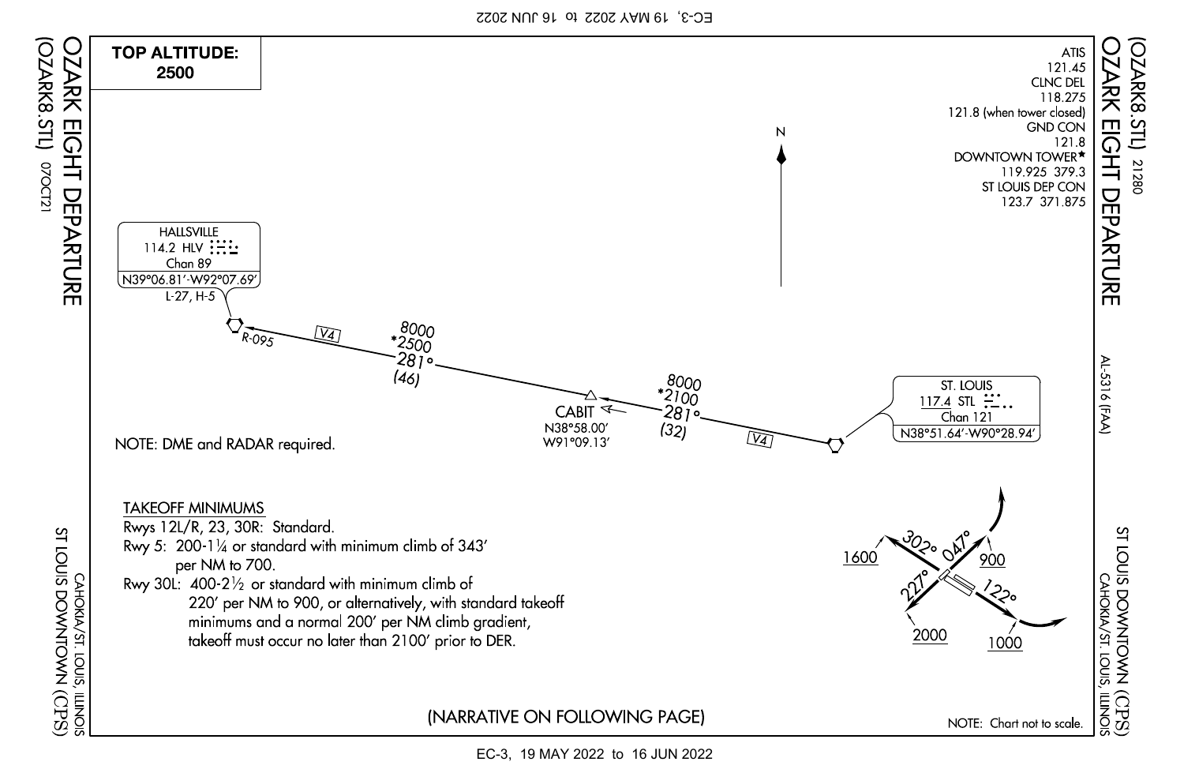# OZARK EIGHT DEPARTURE (OZARK8.STL)

07OCT21

21280

AL-5316 (FAA)

ST LOUIS DOWNTOWN (CPS)
CAHOKIA/ST. LOUIS, ILLINOIS

**TOP ALTITUDE:**
**2500**

ATIS
121.45
CLNC DEL
118.275
121.8 (when tower closed)
GND CON
121.8
DOWNTOWN TOWER*
119.925 379.3
ST LOUIS DEP CON
123.7 371.875

N

HALLSVILLE
114.2 HLV
Chan 89
N39°06.81′-W92°07.69′
L-27, H-5

R-095

V4

8000
*2500
281°
(46)

CABIT
N38°58.00′
W91°09.13′

8000
*2100
281°
(32)

V4

ST. LOUIS
117.4 STL
Chan 121
N38°51.64′-W90°28.94′

1600
302°
047°
900
227°
122°
2000
1000

NOTE: DME and RADAR required.

TAKEOFF MINIMUMS

Rwys 12L/R, 23, 30R: Standard.

Rwy 5: 200-1¼ or standard with minimum climb of 343′ per NM to 700.

Rwy 30L: 400-2½ or standard with minimum climb of 220′ per NM to 900, or alternatively, with standard takeoff minimums and a normal 200′ per NM climb gradient, takeoff must occur no later than 2100′ prior to DER.

(NARRATIVE ON FOLLOWING PAGE)

NOTE: Chart not to scale.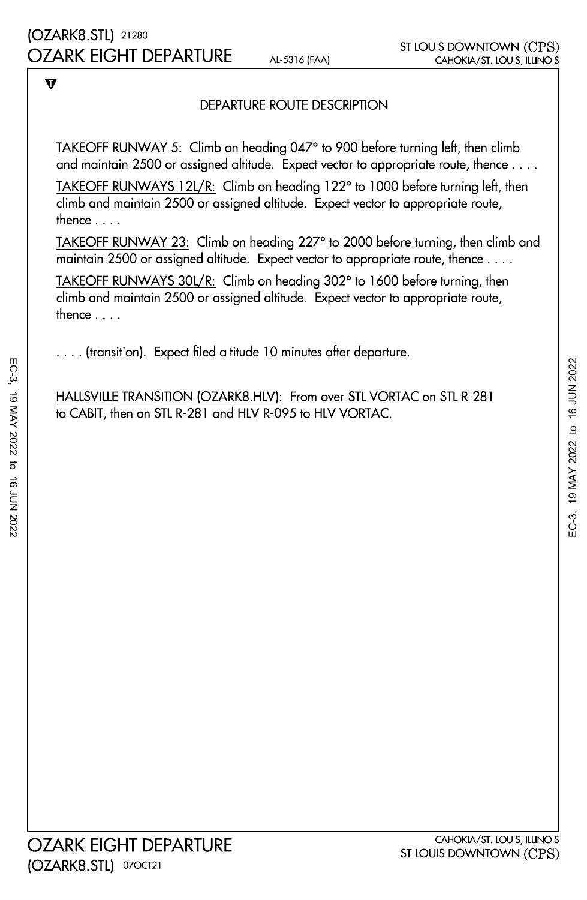# (OZARK8.STL) 21280
# OZARK EIGHT DEPARTURE

AL-5316 (FAA)

ST LOUIS DOWNTOWN (CPS)
CAHOKIA/ST. LOUIS, ILLINOIS

## DEPARTURE ROUTE DESCRIPTION

TAKEOFF RUNWAY 5: Climb on heading 047° to 900 before turning left, then climb and maintain 2500 or assigned altitude. Expect vector to appropriate route, thence . . . .

TAKEOFF RUNWAYS 12L/R: Climb on heading 122° to 1000 before turning left, then climb and maintain 2500 or assigned altitude. Expect vector to appropriate route, thence . . . .

TAKEOFF RUNWAY 23: Climb on heading 227° to 2000 before turning, then climb and maintain 2500 or assigned altitude. Expect vector to appropriate route, thence . . . .

TAKEOFF RUNWAYS 30L/R: Climb on heading 302° to 1600 before turning, then climb and maintain 2500 or assigned altitude. Expect vector to appropriate route, thence . . . .

. . . . (transition). Expect filed altitude 10 minutes after departure.

HALLSVILLE TRANSITION (OZARK8.HLV): From over STL VORTAC on STL R-281 to CABIT, then on STL R-281 and HLV R-095 to HLV VORTAC.

OZARK EIGHT DEPARTURE
(OZARK8.STL) 07OCT21

CAHOKIA/ST. LOUIS, ILLINOIS
ST LOUIS DOWNTOWN (CPS)